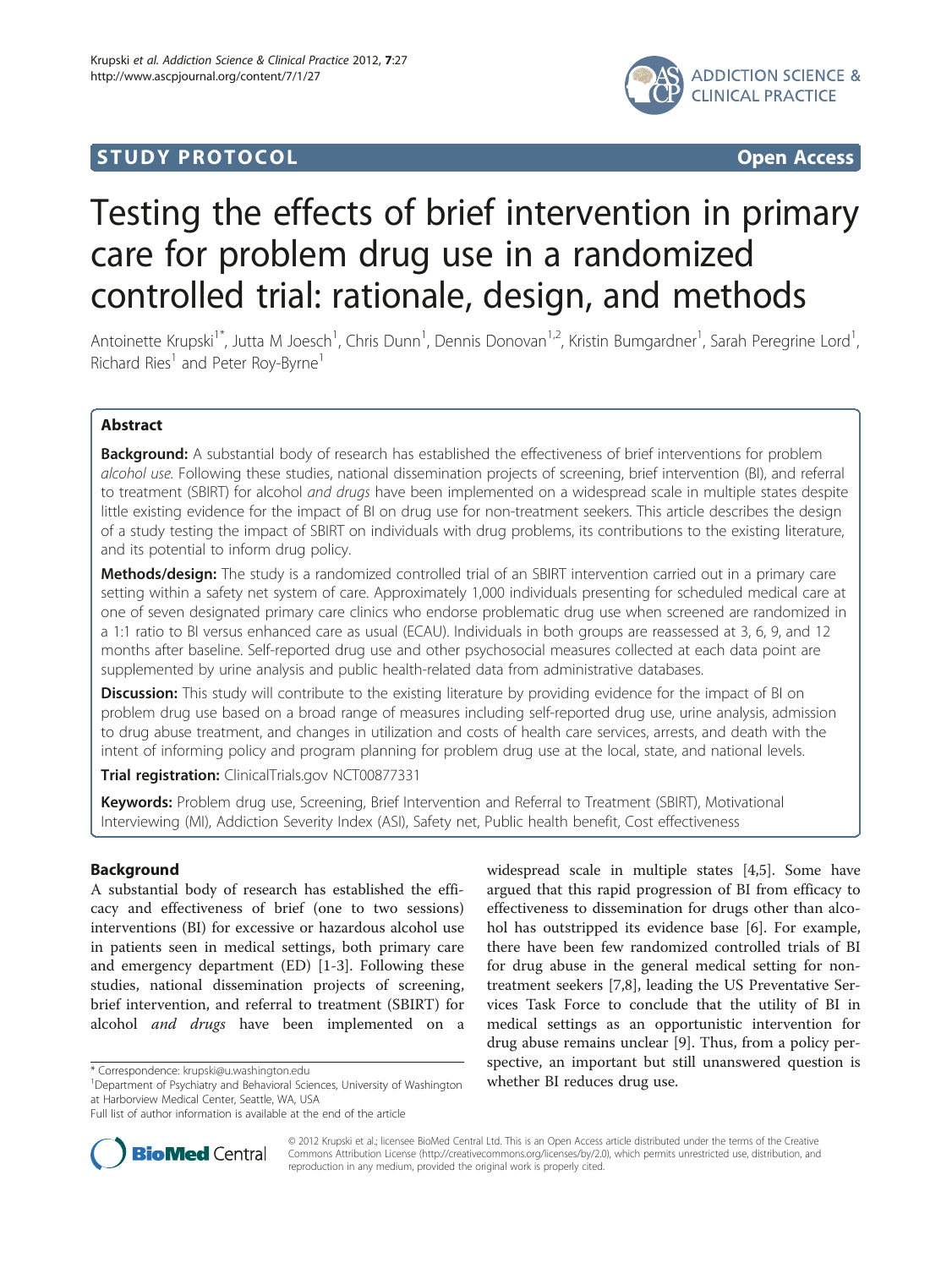STUDY PROTOCOL Open Access

# Testing the effects of brief intervention in primary care for problem drug use in a randomized controlled trial: rationale, design, and methods

Antoinette Krupski[1*], Jutta M Joesch[1], Chris Dunn[1], Dennis Donovan[1,2], Kristin Bumgardner[1], Sarah Peregrine Lord[1], Richard Ries[1] and Peter Roy-Byrne[1]

## Abstract

**Background:** A substantial body of research has established the effectiveness of brief interventions for problem *alcohol use*. Following these studies, national dissemination projects of screening, brief intervention (BI), and referral to treatment (SBIRT) for alcohol *and drugs* have been implemented on a widespread scale in multiple states despite little existing evidence for the impact of BI on drug use for non-treatment seekers. This article describes the design of a study testing the impact of SBIRT on individuals with drug problems, its contributions to the existing literature, and its potential to inform drug policy.

**Methods/design:** The study is a randomized controlled trial of an SBIRT intervention carried out in a primary care setting within a safety net system of care. Approximately 1,000 individuals presenting for scheduled medical care at one of seven designated primary care clinics who endorse problematic drug use when screened are randomized in a 1:1 ratio to BI versus enhanced care as usual (ECAU). Individuals in both groups are reassessed at 3, 6, 9, and 12 months after baseline. Self-reported drug use and other psychosocial measures collected at each data point are supplemented by urine analysis and public health-related data from administrative databases.

**Discussion:** This study will contribute to the existing literature by providing evidence for the impact of BI on problem drug use based on a broad range of measures including self-reported drug use, urine analysis, admission to drug abuse treatment, and changes in utilization and costs of health care services, arrests, and death with the intent of informing policy and program planning for problem drug use at the local, state, and national levels.

**Trial registration:** ClinicalTrials.gov NCT00877331

**Keywords:** Problem drug use, Screening, Brief Intervention and Referral to Treatment (SBIRT), Motivational Interviewing (MI), Addiction Severity Index (ASI), Safety net, Public health benefit, Cost effectiveness

## Background

A substantial body of research has established the efficacy and effectiveness of brief (one to two sessions) interventions (BI) for excessive or hazardous alcohol use in patients seen in medical settings, both primary care and emergency department (ED) [1-3]. Following these studies, national dissemination projects of screening, brief intervention, and referral to treatment (SBIRT) for alcohol *and drugs* have been implemented on a widespread scale in multiple states [4,5]. Some have argued that this rapid progression of BI from efficacy to effectiveness to dissemination for drugs other than alcohol has outstripped its evidence base [6]. For example, there have been few randomized controlled trials of BI for drug abuse in the general medical setting for non-treatment seekers [7,8], leading the US Preventative Services Task Force to conclude that the utility of BI in medical settings as an opportunistic intervention for drug abuse remains unclear [9]. Thus, from a policy perspective, an important but still unanswered question is whether BI reduces drug use.

* Correspondence: krupski@u.washington.edu
[1]Department of Psychiatry and Behavioral Sciences, University of Washington at Harborview Medical Center, Seattle, WA, USA
Full list of author information is available at the end of the article

© 2012 Krupski et al.; licensee BioMed Central Ltd. This is an Open Access article distributed under the terms of the Creative Commons Attribution License (http://creativecommons.org/licenses/by/2.0), which permits unrestricted use, distribution, and reproduction in any medium, provided the original work is properly cited.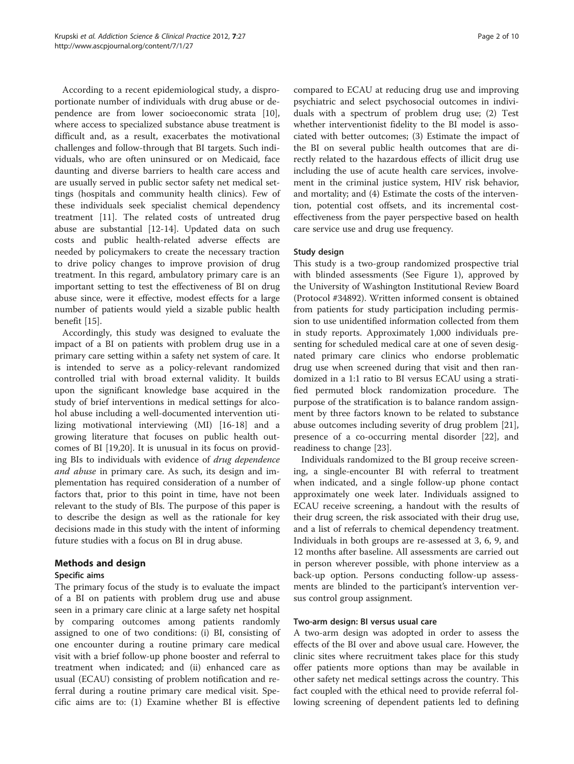According to a recent epidemiological study, a disproportionate number of individuals with drug abuse or dependence are from lower socioeconomic strata [10], where access to specialized substance abuse treatment is difficult and, as a result, exacerbates the motivational challenges and follow-through that BI targets. Such individuals, who are often uninsured or on Medicaid, face daunting and diverse barriers to health care access and are usually served in public sector safety net medical settings (hospitals and community health clinics). Few of these individuals seek specialist chemical dependency treatment [11]. The related costs of untreated drug abuse are substantial [12-14]. Updated data on such costs and public health-related adverse effects are needed by policymakers to create the necessary traction to drive policy changes to improve provision of drug treatment. In this regard, ambulatory primary care is an important setting to test the effectiveness of BI on drug abuse since, were it effective, modest effects for a large number of patients would yield a sizable public health benefit [15].

Accordingly, this study was designed to evaluate the impact of a BI on patients with problem drug use in a primary care setting within a safety net system of care. It is intended to serve as a policy-relevant randomized controlled trial with broad external validity. It builds upon the significant knowledge base acquired in the study of brief interventions in medical settings for alcohol abuse including a well-documented intervention utilizing motivational interviewing (MI) [16-18] and a growing literature that focuses on public health outcomes of BI [19,20]. It is unusual in its focus on providing BIs to individuals with evidence of *drug dependence and abuse* in primary care. As such, its design and implementation has required consideration of a number of factors that, prior to this point in time, have not been relevant to the study of BIs. The purpose of this paper is to describe the design as well as the rationale for key decisions made in this study with the intent of informing future studies with a focus on BI in drug abuse.

## Methods and design

### Specific aims

The primary focus of the study is to evaluate the impact of a BI on patients with problem drug use and abuse seen in a primary care clinic at a large safety net hospital by comparing outcomes among patients randomly assigned to one of two conditions: (i) BI, consisting of one encounter during a routine primary care medical visit with a brief follow-up phone booster and referral to treatment when indicated; and (ii) enhanced care as usual (ECAU) consisting of problem notification and referral during a routine primary care medical visit. Specific aims are to: (1) Examine whether BI is effective compared to ECAU at reducing drug use and improving psychiatric and select psychosocial outcomes in individuals with a spectrum of problem drug use; (2) Test whether interventionist fidelity to the BI model is associated with better outcomes; (3) Estimate the impact of the BI on several public health outcomes that are directly related to the hazardous effects of illicit drug use including the use of acute health care services, involvement in the criminal justice system, HIV risk behavior, and mortality; and (4) Estimate the costs of the intervention, potential cost offsets, and its incremental cost-effectiveness from the payer perspective based on health care service use and drug use frequency.

### Study design

This study is a two-group randomized prospective trial with blinded assessments (See Figure 1), approved by the University of Washington Institutional Review Board (Protocol #34892). Written informed consent is obtained from patients for study participation including permission to use unidentified information collected from them in study reports. Approximately 1,000 individuals presenting for scheduled medical care at one of seven designated primary care clinics who endorse problematic drug use when screened during that visit and then randomized in a 1:1 ratio to BI versus ECAU using a stratified permuted block randomization procedure. The purpose of the stratification is to balance random assignment by three factors known to be related to substance abuse outcomes including severity of drug problem [21], presence of a co-occurring mental disorder [22], and readiness to change [23].

Individuals randomized to the BI group receive screening, a single-encounter BI with referral to treatment when indicated, and a single follow-up phone contact approximately one week later. Individuals assigned to ECAU receive screening, a handout with the results of their drug screen, the risk associated with their drug use, and a list of referrals to chemical dependency treatment. Individuals in both groups are re-assessed at 3, 6, 9, and 12 months after baseline. All assessments are carried out in person wherever possible, with phone interview as a back-up option. Persons conducting follow-up assessments are blinded to the participant's intervention versus control group assignment.

### Two-arm design: BI versus usual care

A two-arm design was adopted in order to assess the effects of the BI over and above usual care. However, the clinic sites where recruitment takes place for this study offer patients more options than may be available in other safety net medical settings across the country. This fact coupled with the ethical need to provide referral following screening of dependent patients led to defining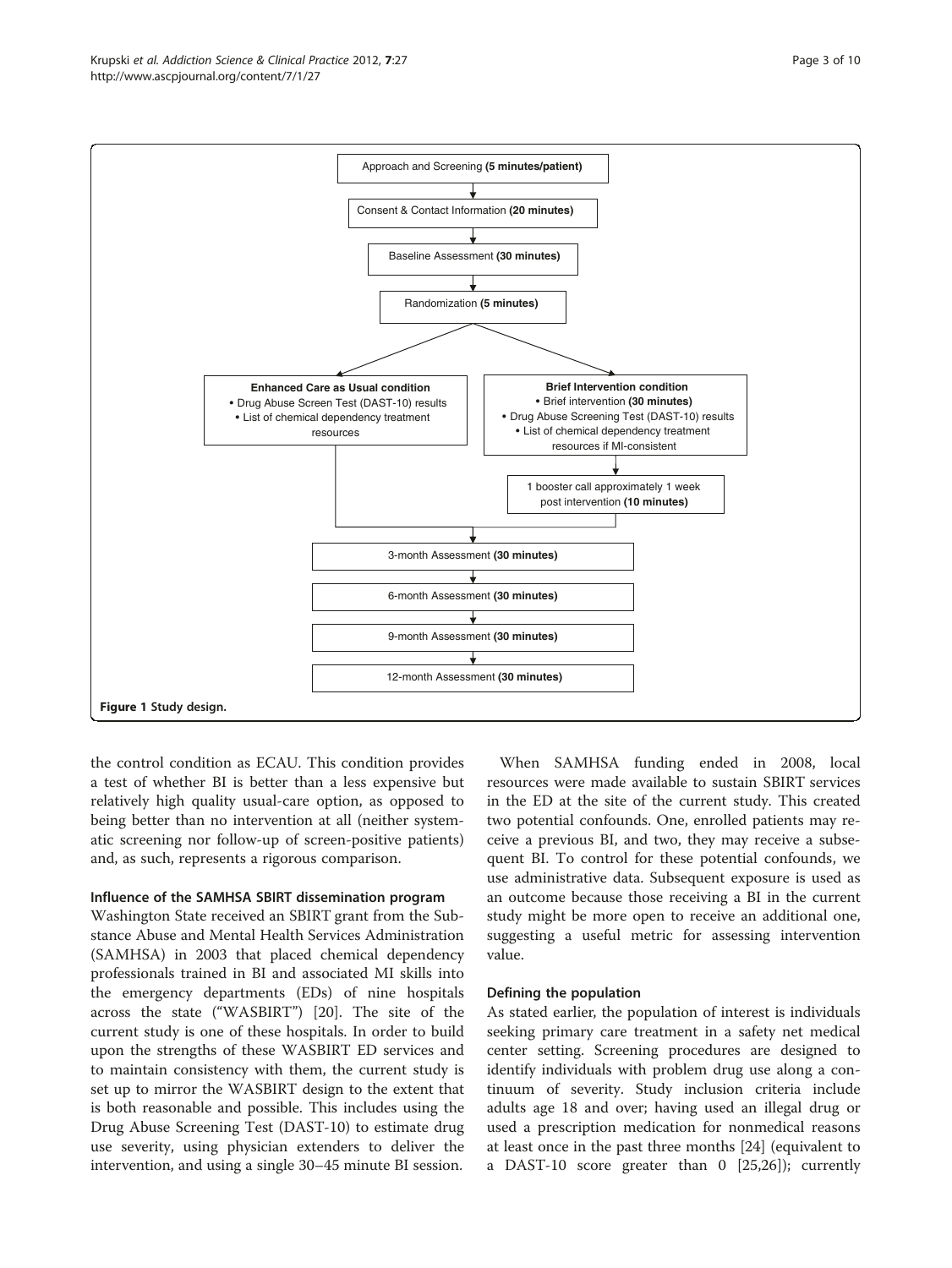Approach and Screening **(5 minutes/patient)**

Consent & Contact Information **(20 minutes)**

Baseline Assessment **(30 minutes)**

Randomization **(5 minutes)**

**Enhanced Care as Usual condition**
- Drug Abuse Screen Test (DAST-10) results
- List of chemical dependency treatment resources

**Brief Intervention condition**
- Brief intervention **(30 minutes)**
- Drug Abuse Screening Test (DAST-10) results
- List of chemical dependency treatment resources if MI-consistent

1 booster call approximately 1 week post intervention **(10 minutes)**

3-month Assessment **(30 minutes)**

6-month Assessment **(30 minutes)**

9-month Assessment **(30 minutes)**

12-month Assessment **(30 minutes)**

**Figure 1** Study design.

the control condition as ECAU. This condition provides a test of whether BI is better than a less expensive but relatively high quality usual-care option, as opposed to being better than no intervention at all (neither systematic screening nor follow-up of screen-positive patients) and, as such, represents a rigorous comparison.

### Influence of the SAMHSA SBIRT dissemination program

Washington State received an SBIRT grant from the Substance Abuse and Mental Health Services Administration (SAMHSA) in 2003 that placed chemical dependency professionals trained in BI and associated MI skills into the emergency departments (EDs) of nine hospitals across the state ("WASBIRT") [20]. The site of the current study is one of these hospitals. In order to build upon the strengths of these WASBIRT ED services and to maintain consistency with them, the current study is set up to mirror the WASBIRT design to the extent that is both reasonable and possible. This includes using the Drug Abuse Screening Test (DAST-10) to estimate drug use severity, using physician extenders to deliver the intervention, and using a single 30–45 minute BI session.

When SAMHSA funding ended in 2008, local resources were made available to sustain SBIRT services in the ED at the site of the current study. This created two potential confounds. One, enrolled patients may receive a previous BI, and two, they may receive a subsequent BI. To control for these potential confounds, we use administrative data. Subsequent exposure is used as an outcome because those receiving a BI in the current study might be more open to receive an additional one, suggesting a useful metric for assessing intervention value.

### Defining the population

As stated earlier, the population of interest is individuals seeking primary care treatment in a safety net medical center setting. Screening procedures are designed to identify individuals with problem drug use along a continuum of severity. Study inclusion criteria include adults age 18 and over; having used an illegal drug or used a prescription medication for nonmedical reasons at least once in the past three months [24] (equivalent to a DAST-10 score greater than 0 [25,26]); currently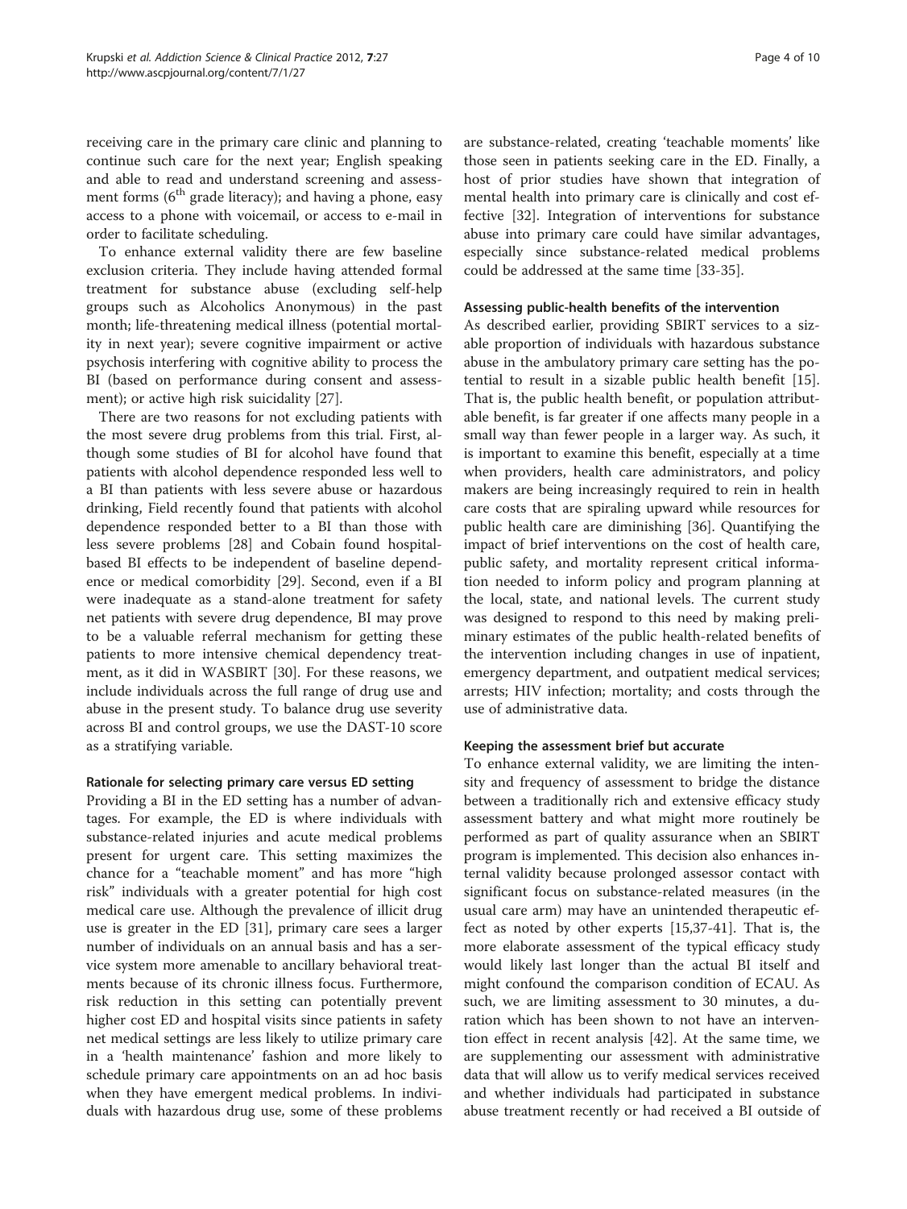receiving care in the primary care clinic and planning to continue such care for the next year; English speaking and able to read and understand screening and assessment forms (6th grade literacy); and having a phone, easy access to a phone with voicemail, or access to e-mail in order to facilitate scheduling.

To enhance external validity there are few baseline exclusion criteria. They include having attended formal treatment for substance abuse (excluding self-help groups such as Alcoholics Anonymous) in the past month; life-threatening medical illness (potential mortality in next year); severe cognitive impairment or active psychosis interfering with cognitive ability to process the BI (based on performance during consent and assessment); or active high risk suicidality [27].

There are two reasons for not excluding patients with the most severe drug problems from this trial. First, although some studies of BI for alcohol have found that patients with alcohol dependence responded less well to a BI than patients with less severe abuse or hazardous drinking, Field recently found that patients with alcohol dependence responded better to a BI than those with less severe problems [28] and Cobain found hospital-based BI effects to be independent of baseline dependence or medical comorbidity [29]. Second, even if a BI were inadequate as a stand-alone treatment for safety net patients with severe drug dependence, BI may prove to be a valuable referral mechanism for getting these patients to more intensive chemical dependency treatment, as it did in WASBIRT [30]. For these reasons, we include individuals across the full range of drug use and abuse in the present study. To balance drug use severity across BI and control groups, we use the DAST-10 score as a stratifying variable.

### Rationale for selecting primary care versus ED setting

Providing a BI in the ED setting has a number of advantages. For example, the ED is where individuals with substance-related injuries and acute medical problems present for urgent care. This setting maximizes the chance for a "teachable moment" and has more "high risk" individuals with a greater potential for high cost medical care use. Although the prevalence of illicit drug use is greater in the ED [31], primary care sees a larger number of individuals on an annual basis and has a service system more amenable to ancillary behavioral treatments because of its chronic illness focus. Furthermore, risk reduction in this setting can potentially prevent higher cost ED and hospital visits since patients in safety net medical settings are less likely to utilize primary care in a 'health maintenance' fashion and more likely to schedule primary care appointments on an ad hoc basis when they have emergent medical problems. In individuals with hazardous drug use, some of these problems are substance-related, creating 'teachable moments' like those seen in patients seeking care in the ED. Finally, a host of prior studies have shown that integration of mental health into primary care is clinically and cost effective [32]. Integration of interventions for substance abuse into primary care could have similar advantages, especially since substance-related medical problems could be addressed at the same time [33-35].

### Assessing public-health benefits of the intervention

As described earlier, providing SBIRT services to a sizable proportion of individuals with hazardous substance abuse in the ambulatory primary care setting has the potential to result in a sizable public health benefit [15]. That is, the public health benefit, or population attributable benefit, is far greater if one affects many people in a small way than fewer people in a larger way. As such, it is important to examine this benefit, especially at a time when providers, health care administrators, and policy makers are being increasingly required to rein in health care costs that are spiraling upward while resources for public health care are diminishing [36]. Quantifying the impact of brief interventions on the cost of health care, public safety, and mortality represent critical information needed to inform policy and program planning at the local, state, and national levels. The current study was designed to respond to this need by making preliminary estimates of the public health-related benefits of the intervention including changes in use of inpatient, emergency department, and outpatient medical services; arrests; HIV infection; mortality; and costs through the use of administrative data.

### Keeping the assessment brief but accurate

To enhance external validity, we are limiting the intensity and frequency of assessment to bridge the distance between a traditionally rich and extensive efficacy study assessment battery and what might more routinely be performed as part of quality assurance when an SBIRT program is implemented. This decision also enhances internal validity because prolonged assessor contact with significant focus on substance-related measures (in the usual care arm) may have an unintended therapeutic effect as noted by other experts [15,37-41]. That is, the more elaborate assessment of the typical efficacy study would likely last longer than the actual BI itself and might confound the comparison condition of ECAU. As such, we are limiting assessment to 30 minutes, a duration which has been shown to not have an intervention effect in recent analysis [42]. At the same time, we are supplementing our assessment with administrative data that will allow us to verify medical services received and whether individuals had participated in substance abuse treatment recently or had received a BI outside of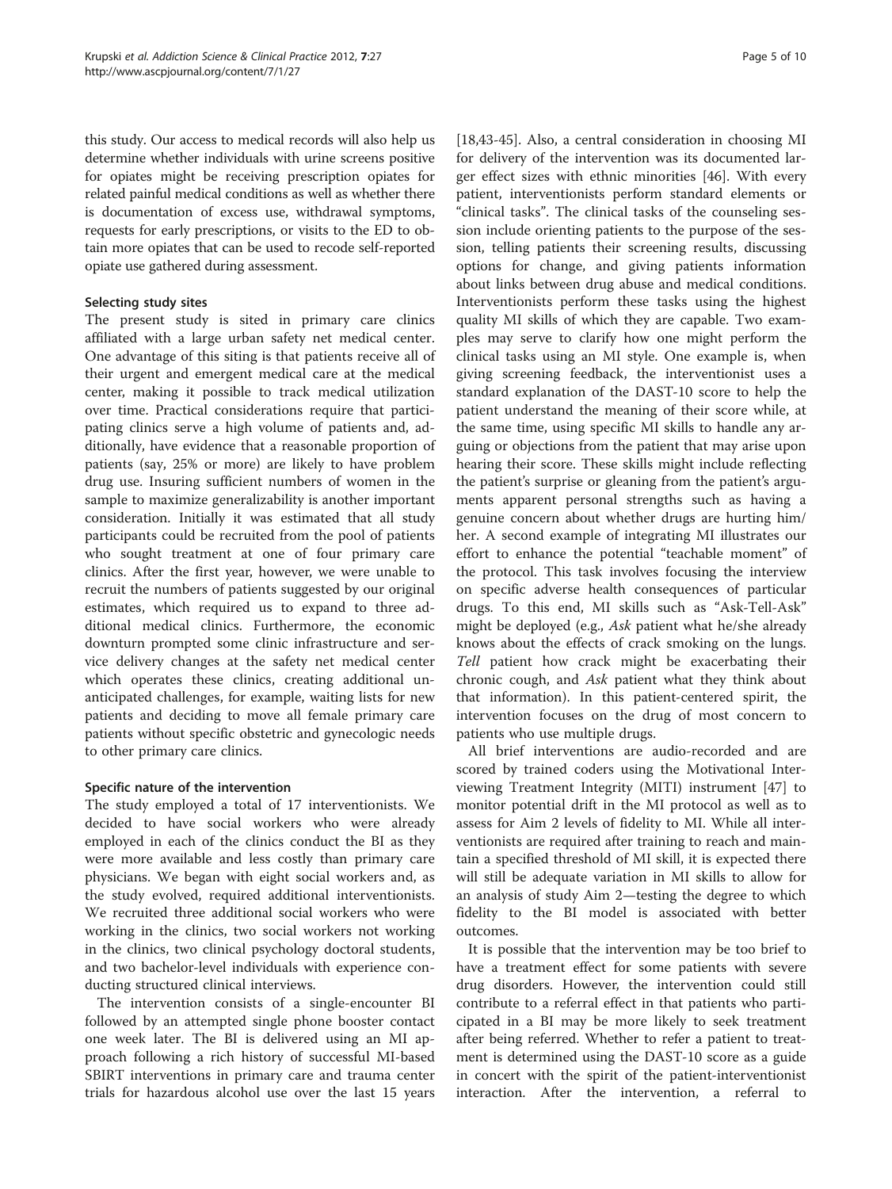this study. Our access to medical records will also help us determine whether individuals with urine screens positive for opiates might be receiving prescription opiates for related painful medical conditions as well as whether there is documentation of excess use, withdrawal symptoms, requests for early prescriptions, or visits to the ED to obtain more opiates that can be used to recode self-reported opiate use gathered during assessment.

### Selecting study sites

The present study is sited in primary care clinics affiliated with a large urban safety net medical center. One advantage of this siting is that patients receive all of their urgent and emergent medical care at the medical center, making it possible to track medical utilization over time. Practical considerations require that participating clinics serve a high volume of patients and, additionally, have evidence that a reasonable proportion of patients (say, 25% or more) are likely to have problem drug use. Insuring sufficient numbers of women in the sample to maximize generalizability is another important consideration. Initially it was estimated that all study participants could be recruited from the pool of patients who sought treatment at one of four primary care clinics. After the first year, however, we were unable to recruit the numbers of patients suggested by our original estimates, which required us to expand to three additional medical clinics. Furthermore, the economic downturn prompted some clinic infrastructure and service delivery changes at the safety net medical center which operates these clinics, creating additional unanticipated challenges, for example, waiting lists for new patients and deciding to move all female primary care patients without specific obstetric and gynecologic needs to other primary care clinics.

### Specific nature of the intervention

The study employed a total of 17 interventionists. We decided to have social workers who were already employed in each of the clinics conduct the BI as they were more available and less costly than primary care physicians. We began with eight social workers and, as the study evolved, required additional interventionists. We recruited three additional social workers who were working in the clinics, two social workers not working in the clinics, two clinical psychology doctoral students, and two bachelor-level individuals with experience conducting structured clinical interviews.

The intervention consists of a single-encounter BI followed by an attempted single phone booster contact one week later. The BI is delivered using an MI approach following a rich history of successful MI-based SBIRT interventions in primary care and trauma center trials for hazardous alcohol use over the last 15 years [18,43-45]. Also, a central consideration in choosing MI for delivery of the intervention was its documented larger effect sizes with ethnic minorities [46]. With every patient, interventionists perform standard elements or "clinical tasks". The clinical tasks of the counseling session include orienting patients to the purpose of the session, telling patients their screening results, discussing options for change, and giving patients information about links between drug abuse and medical conditions. Interventionists perform these tasks using the highest quality MI skills of which they are capable. Two examples may serve to clarify how one might perform the clinical tasks using an MI style. One example is, when giving screening feedback, the interventionist uses a standard explanation of the DAST-10 score to help the patient understand the meaning of their score while, at the same time, using specific MI skills to handle any arguing or objections from the patient that may arise upon hearing their score. These skills might include reflecting the patient's surprise or gleaning from the patient's arguments apparent personal strengths such as having a genuine concern about whether drugs are hurting him/her. A second example of integrating MI illustrates our effort to enhance the potential "teachable moment" of the protocol. This task involves focusing the interview on specific adverse health consequences of particular drugs. To this end, MI skills such as "Ask-Tell-Ask" might be deployed (e.g., *Ask* patient what he/she already knows about the effects of crack smoking on the lungs. *Tell* patient how crack might be exacerbating their chronic cough, and *Ask* patient what they think about that information). In this patient-centered spirit, the intervention focuses on the drug of most concern to patients who use multiple drugs.

All brief interventions are audio-recorded and are scored by trained coders using the Motivational Interviewing Treatment Integrity (MITI) instrument [47] to monitor potential drift in the MI protocol as well as to assess for Aim 2 levels of fidelity to MI. While all interventionists are required after training to reach and maintain a specified threshold of MI skill, it is expected there will still be adequate variation in MI skills to allow for an analysis of study Aim 2—testing the degree to which fidelity to the BI model is associated with better outcomes.

It is possible that the intervention may be too brief to have a treatment effect for some patients with severe drug disorders. However, the intervention could still contribute to a referral effect in that patients who participated in a BI may be more likely to seek treatment after being referred. Whether to refer a patient to treatment is determined using the DAST-10 score as a guide in concert with the spirit of the patient-interventionist interaction. After the intervention, a referral to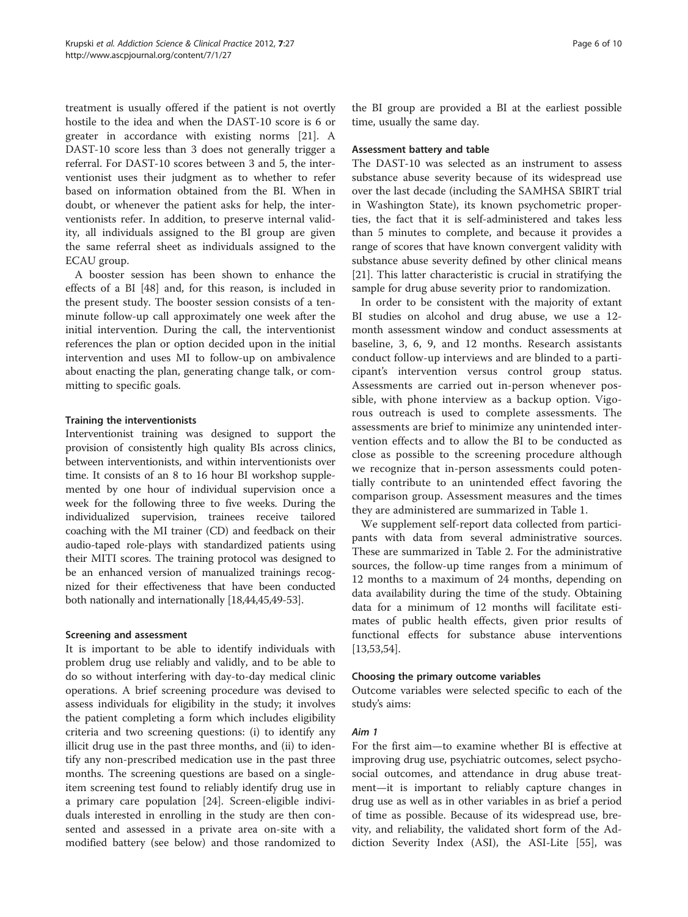treatment is usually offered if the patient is not overtly hostile to the idea and when the DAST-10 score is 6 or greater in accordance with existing norms [21]. A DAST-10 score less than 3 does not generally trigger a referral. For DAST-10 scores between 3 and 5, the interventionist uses their judgment as to whether to refer based on information obtained from the BI. When in doubt, or whenever the patient asks for help, the interventionists refer. In addition, to preserve internal validity, all individuals assigned to the BI group are given the same referral sheet as individuals assigned to the ECAU group.

A booster session has been shown to enhance the effects of a BI [48] and, for this reason, is included in the present study. The booster session consists of a ten-minute follow-up call approximately one week after the initial intervention. During the call, the interventionist references the plan or option decided upon in the initial intervention and uses MI to follow-up on ambivalence about enacting the plan, generating change talk, or committing to specific goals.

#### Training the interventionists

Interventionist training was designed to support the provision of consistently high quality BIs across clinics, between interventionists, and within interventionists over time. It consists of an 8 to 16 hour BI workshop supplemented by one hour of individual supervision once a week for the following three to five weeks. During the individualized supervision, trainees receive tailored coaching with the MI trainer (CD) and feedback on their audio-taped role-plays with standardized patients using their MITI scores. The training protocol was designed to be an enhanced version of manualized trainings recognized for their effectiveness that have been conducted both nationally and internationally [18,44,45,49-53].

#### Screening and assessment

It is important to be able to identify individuals with problem drug use reliably and validly, and to be able to do so without interfering with day-to-day medical clinic operations. A brief screening procedure was devised to assess individuals for eligibility in the study; it involves the patient completing a form which includes eligibility criteria and two screening questions: (i) to identify any illicit drug use in the past three months, and (ii) to identify any non-prescribed medication use in the past three months. The screening questions are based on a single-item screening test found to reliably identify drug use in a primary care population [24]. Screen-eligible individuals interested in enrolling in the study are then consented and assessed in a private area on-site with a modified battery (see below) and those randomized to the BI group are provided a BI at the earliest possible time, usually the same day.

#### Assessment battery and table

The DAST-10 was selected as an instrument to assess substance abuse severity because of its widespread use over the last decade (including the SAMHSA SBIRT trial in Washington State), its known psychometric properties, the fact that it is self-administered and takes less than 5 minutes to complete, and because it provides a range of scores that have known convergent validity with substance abuse severity defined by other clinical means [21]. This latter characteristic is crucial in stratifying the sample for drug abuse severity prior to randomization.

In order to be consistent with the majority of extant BI studies on alcohol and drug abuse, we use a 12-month assessment window and conduct assessments at baseline, 3, 6, 9, and 12 months. Research assistants conduct follow-up interviews and are blinded to a participant's intervention versus control group status. Assessments are carried out in-person whenever possible, with phone interview as a backup option. Vigorous outreach is used to complete assessments. The assessments are brief to minimize any unintended intervention effects and to allow the BI to be conducted as close as possible to the screening procedure although we recognize that in-person assessments could potentially contribute to an unintended effect favoring the comparison group. Assessment measures and the times they are administered are summarized in Table 1.

We supplement self-report data collected from participants with data from several administrative sources. These are summarized in Table 2. For the administrative sources, the follow-up time ranges from a minimum of 12 months to a maximum of 24 months, depending on data availability during the time of the study. Obtaining data for a minimum of 12 months will facilitate estimates of public health effects, given prior results of functional effects for substance abuse interventions [13,53,54].

#### Choosing the primary outcome variables

Outcome variables were selected specific to each of the study's aims:

##### *Aim 1*

For the first aim—to examine whether BI is effective at improving drug use, psychiatric outcomes, select psychosocial outcomes, and attendance in drug abuse treatment—it is important to reliably capture changes in drug use as well as in other variables in as brief a period of time as possible. Because of its widespread use, brevity, and reliability, the validated short form of the Addiction Severity Index (ASI), the ASI-Lite [55], was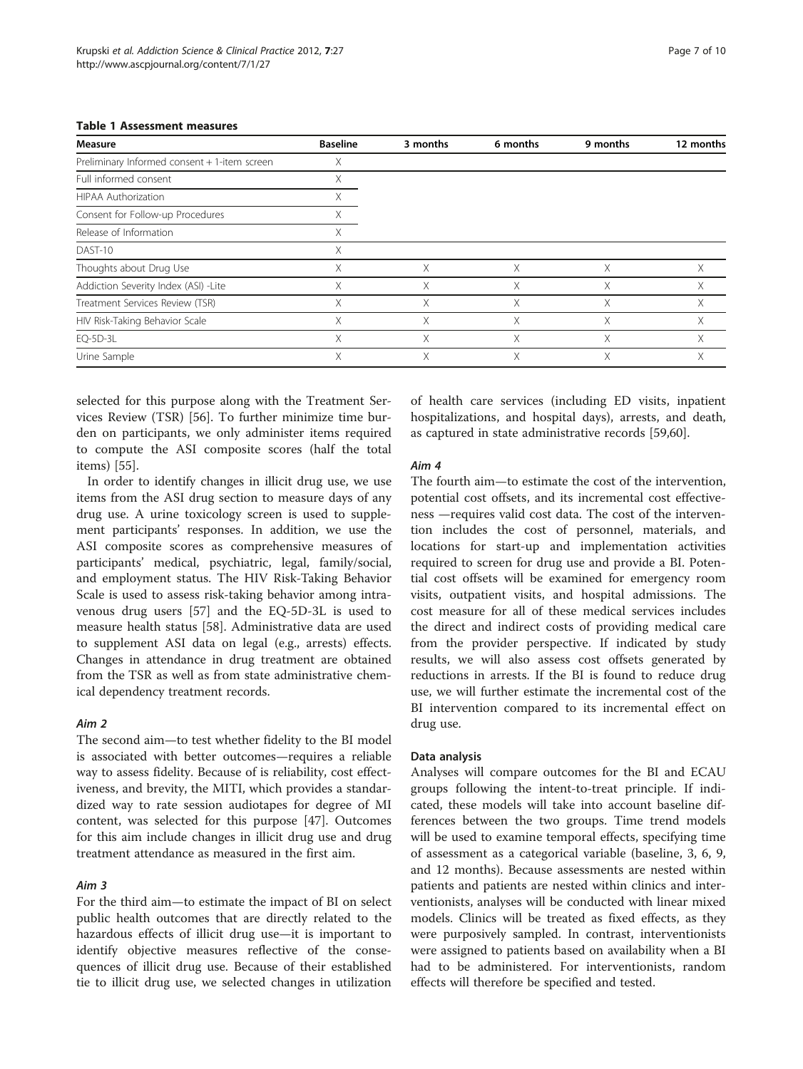**Table 1 Assessment measures**

| Measure | Baseline | 3 months | 6 months | 9 months | 12 months |
|---|---|---|---|---|---|
| Preliminary Informed consent + 1-item screen | X | | | | |
| Full informed consent | X | | | | |
| HIPAA Authorization | X | | | | |
| Consent for Follow-up Procedures | X | | | | |
| Release of Information | X | | | | |
| DAST-10 | X | | | | |
| Thoughts about Drug Use | X | X | X | X | X |
| Addiction Severity Index (ASI) -Lite | X | X | X | X | X |
| Treatment Services Review (TSR) | X | X | X | X | X |
| HIV Risk-Taking Behavior Scale | X | X | X | X | X |
| EQ-5D-3L | X | X | X | X | X |
| Urine Sample | X | X | X | X | X |

selected for this purpose along with the Treatment Services Review (TSR) [56]. To further minimize time burden on participants, we only administer items required to compute the ASI composite scores (half the total items) [55].

In order to identify changes in illicit drug use, we use items from the ASI drug section to measure days of any drug use. A urine toxicology screen is used to supplement participants' responses. In addition, we use the ASI composite scores as comprehensive measures of participants' medical, psychiatric, legal, family/social, and employment status. The HIV Risk-Taking Behavior Scale is used to assess risk-taking behavior among intravenous drug users [57] and the EQ-5D-3L is used to measure health status [58]. Administrative data are used to supplement ASI data on legal (e.g., arrests) effects. Changes in attendance in drug treatment are obtained from the TSR as well as from state administrative chemical dependency treatment records.

#### *Aim 2*

The second aim—to test whether fidelity to the BI model is associated with better outcomes—requires a reliable way to assess fidelity. Because of is reliability, cost effectiveness, and brevity, the MITI, which provides a standardized way to rate session audiotapes for degree of MI content, was selected for this purpose [47]. Outcomes for this aim include changes in illicit drug use and drug treatment attendance as measured in the first aim.

#### *Aim 3*

For the third aim—to estimate the impact of BI on select public health outcomes that are directly related to the hazardous effects of illicit drug use—it is important to identify objective measures reflective of the consequences of illicit drug use. Because of their established tie to illicit drug use, we selected changes in utilization of health care services (including ED visits, inpatient hospitalizations, and hospital days), arrests, and death, as captured in state administrative records [59,60].

#### *Aim 4*

The fourth aim—to estimate the cost of the intervention, potential cost offsets, and its incremental cost effectiveness —requires valid cost data. The cost of the intervention includes the cost of personnel, materials, and locations for start-up and implementation activities required to screen for drug use and provide a BI. Potential cost offsets will be examined for emergency room visits, outpatient visits, and hospital admissions. The cost measure for all of these medical services includes the direct and indirect costs of providing medical care from the provider perspective. If indicated by study results, we will also assess cost offsets generated by reductions in arrests. If the BI is found to reduce drug use, we will further estimate the incremental cost of the BI intervention compared to its incremental effect on drug use.

### Data analysis

Analyses will compare outcomes for the BI and ECAU groups following the intent-to-treat principle. If indicated, these models will take into account baseline differences between the two groups. Time trend models will be used to examine temporal effects, specifying time of assessment as a categorical variable (baseline, 3, 6, 9, and 12 months). Because assessments are nested within patients and patients are nested within clinics and interventionists, analyses will be conducted with linear mixed models. Clinics will be treated as fixed effects, as they were purposively sampled. In contrast, interventionists were assigned to patients based on availability when a BI had to be administered. For interventionists, random effects will therefore be specified and tested.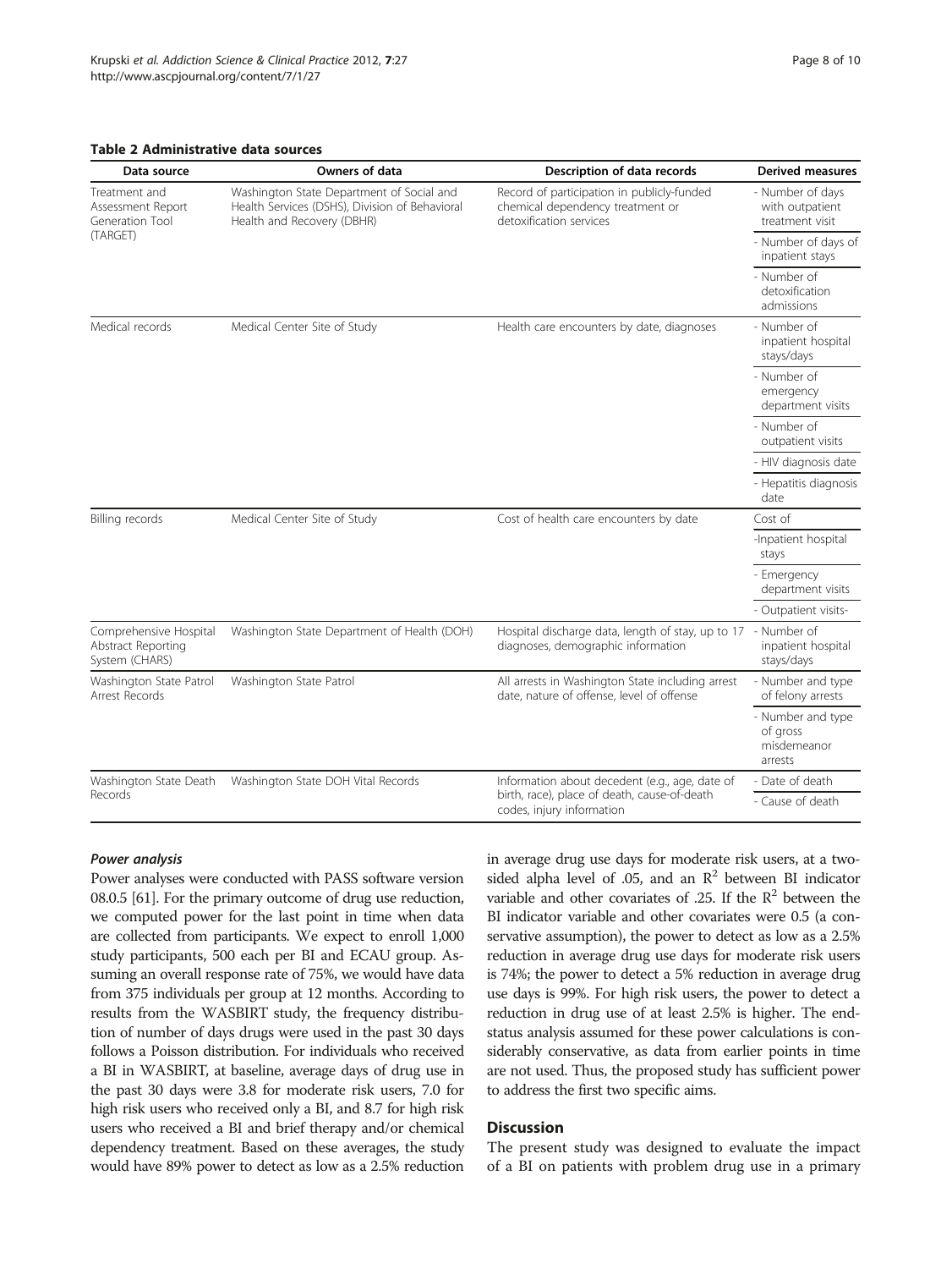**Table 2 Administrative data sources**

| Data source | Owners of data | Description of data records | Derived measures |
|---|---|---|---|
| Treatment and Assessment Report Generation Tool (TARGET) | Washington State Department of Social and Health Services (DSHS), Division of Behavioral Health and Recovery (DBHR) | Record of participation in publicly-funded chemical dependency treatment or detoxification services | - Number of days with outpatient treatment visit |
| | | | - Number of days of inpatient stays |
| | | | - Number of detoxification admissions |
| Medical records | Medical Center Site of Study | Health care encounters by date, diagnoses | - Number of inpatient hospital stays/days |
| | | | - Number of emergency department visits |
| | | | - Number of outpatient visits |
| | | | - HIV diagnosis date |
| | | | - Hepatitis diagnosis date |
| Billing records | Medical Center Site of Study | Cost of health care encounters by date | Cost of |
| | | | -Inpatient hospital stays |
| | | | - Emergency department visits |
| | | | - Outpatient visits- |
| Comprehensive Hospital Abstract Reporting System (CHARS) | Washington State Department of Health (DOH) | Hospital discharge data, length of stay, up to 17 diagnoses, demographic information | - Number of inpatient hospital stays/days |
| Washington State Patrol Arrest Records | Washington State Patrol | All arrests in Washington State including arrest date, nature of offense, level of offense | - Number and type of felony arrests |
| | | | - Number and type of gross misdemeanor arrests |
| Washington State Death Records | Washington State DOH Vital Records | Information about decedent (e.g., age, date of birth, race), place of death, cause-of-death codes, injury information | - Date of death |
| | | | - Cause of death |

***Power analysis***

Power analyses were conducted with PASS software version 08.0.5 [61]. For the primary outcome of drug use reduction, we computed power for the last point in time when data are collected from participants. We expect to enroll 1,000 study participants, 500 each per BI and ECAU group. Assuming an overall response rate of 75%, we would have data from 375 individuals per group at 12 months. According to results from the WASBIRT study, the frequency distribution of number of days drugs were used in the past 30 days follows a Poisson distribution. For individuals who received a BI in WASBIRT, at baseline, average days of drug use in the past 30 days were 3.8 for moderate risk users, 7.0 for high risk users who received only a BI, and 8.7 for high risk users who received a BI and brief therapy and/or chemical dependency treatment. Based on these averages, the study would have 89% power to detect as low as a 2.5% reduction in average drug use days for moderate risk users, at a two-sided alpha level of .05, and an $R^2$ between BI indicator variable and other covariates of .25. If the $R^2$ between the BI indicator variable and other covariates were 0.5 (a conservative assumption), the power to detect as low as a 2.5% reduction in average drug use days for moderate risk users is 74%; the power to detect a 5% reduction in average drug use days is 99%. For high risk users, the power to detect a reduction in drug use of at least 2.5% is higher. The end-status analysis assumed for these power calculations is considerably conservative, as data from earlier points in time are not used. Thus, the proposed study has sufficient power to address the first two specific aims.

## Discussion

The present study was designed to evaluate the impact of a BI on patients with problem drug use in a primary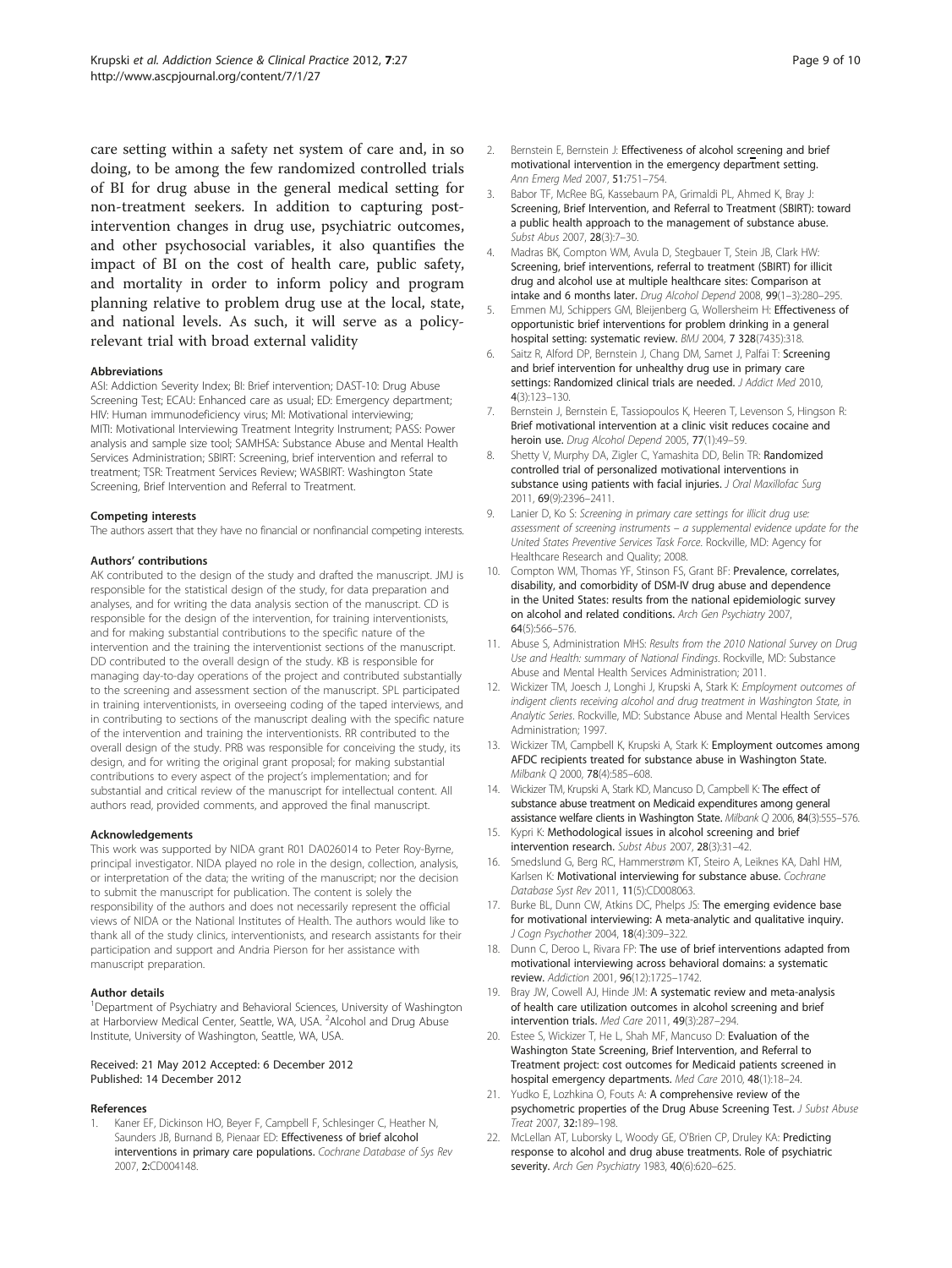care setting within a safety net system of care and, in so doing, to be among the few randomized controlled trials of BI for drug abuse in the general medical setting for non-treatment seekers. In addition to capturing post-intervention changes in drug use, psychiatric outcomes, and other psychosocial variables, it also quantifies the impact of BI on the cost of health care, public safety, and mortality in order to inform policy and program planning relative to problem drug use at the local, state, and national levels. As such, it will serve as a policy-relevant trial with broad external validity

#### Abbreviations

ASI: Addiction Severity Index; BI: Brief intervention; DAST-10: Drug Abuse Screening Test; ECAU: Enhanced care as usual; ED: Emergency department; HIV: Human immunodeficiency virus; MI: Motivational interviewing; MITI: Motivational Interviewing Treatment Integrity Instrument; PASS: Power analysis and sample size tool; SAMHSA: Substance Abuse and Mental Health Services Administration; SBIRT: Screening, brief intervention and referral to treatment; TSR: Treatment Services Review; WASBIRT: Washington State Screening, Brief Intervention and Referral to Treatment.

#### Competing interests

The authors assert that they have no financial or nonfinancial competing interests.

#### Authors' contributions

AK contributed to the design of the study and drafted the manuscript. JMJ is responsible for the statistical design of the study, for data preparation and analyses, and for writing the data analysis section of the manuscript. CD is responsible for the design of the intervention, for training interventionists, and for making substantial contributions to the specific nature of the intervention and the training the interventionist sections of the manuscript. DD contributed to the overall design of the study. KB is responsible for managing day-to-day operations of the project and contributed substantially to the screening and assessment section of the manuscript. SPL participated in training interventionists, in overseeing coding of the taped interviews, and in contributing to sections of the manuscript dealing with the specific nature of the intervention and training the interventionists. RR contributed to the overall design of the study. PRB was responsible for conceiving the study, its design, and for writing the original grant proposal; for making substantial contributions to every aspect of the project's implementation; and for substantial and critical review of the manuscript for intellectual content. All authors read, provided comments, and approved the final manuscript.

#### Acknowledgements

This work was supported by NIDA grant R01 DA026014 to Peter Roy-Byrne, principal investigator. NIDA played no role in the design, collection, analysis, or interpretation of the data; the writing of the manuscript; nor the decision to submit the manuscript for publication. The content is solely the responsibility of the authors and does not necessarily represent the official views of NIDA or the National Institutes of Health. The authors would like to thank all of the study clinics, interventionists, and research assistants for their participation and support and Andria Pierson for her assistance with manuscript preparation.

#### Author details

[1]Department of Psychiatry and Behavioral Sciences, University of Washington at Harborview Medical Center, Seattle, WA, USA. [2]Alcohol and Drug Abuse Institute, University of Washington, Seattle, WA, USA.

Received: 21 May 2012 Accepted: 6 December 2012
Published: 14 December 2012

#### References

1. Kaner EF, Dickinson HO, Beyer F, Campbell F, Schlesinger C, Heather N, Saunders JB, Burnand B, Pienaar ED: **Effectiveness of brief alcohol interventions in primary care populations.** *Cochrane Database of Sys Rev* 2007, **2**:CD004148.
2. Bernstein E, Bernstein J: **Effectiveness of alcohol screening and brief motivational intervention in the emergency department setting.** *Ann Emerg Med* 2007, **51**:751–754.
3. Babor TF, McRee BG, Kassebaum PA, Grimaldi PL, Ahmed K, Bray J: **Screening, Brief Intervention, and Referral to Treatment (SBIRT): toward a public health approach to the management of substance abuse.** *Subst Abus* 2007, **28**(3):7–30.
4. Madras BK, Compton WM, Avula D, Stegbauer T, Stein JB, Clark HW: **Screening, brief interventions, referral to treatment (SBIRT) for illicit drug and alcohol use at multiple healthcare sites: Comparison at intake and 6 months later.** *Drug Alcohol Depend* 2008, **99**(1–3):280–295.
5. Emmen MJ, Schippers GM, Bleijenberg G, Wollersheim H: **Effectiveness of opportunistic brief interventions for problem drinking in a general hospital setting: systematic review.** *BMJ* 2004, **7 328**(7435):318.
6. Saitz R, Alford DP, Bernstein J, Chang DM, Samet J, Palfai T: **Screening and brief intervention for unhealthy drug use in primary care settings: Randomized clinical trials are needed.** *J Addict Med* 2010, **4**(3):123–130.
7. Bernstein J, Bernstein E, Tassiopoulos K, Heeren T, Levenson S, Hingson R: **Brief motivational intervention at a clinic visit reduces cocaine and heroin use.** *Drug Alcohol Depend* 2005, **77**(1):49–59.
8. Shetty V, Murphy DA, Zigler C, Yamashita DD, Belin TR: **Randomized controlled trial of personalized motivational interventions in substance using patients with facial injuries.** *J Oral Maxillofac Surg* 2011, **69**(9):2396–2411.
9. Lanier D, Ko S: *Screening in primary care settings for illicit drug use: assessment of screening instruments – a supplemental evidence update for the United States Preventive Services Task Force.* Rockville, MD: Agency for Healthcare Research and Quality; 2008.
10. Compton WM, Thomas YF, Stinson FS, Grant BF: **Prevalence, correlates, disability, and comorbidity of DSM-IV drug abuse and dependence in the United States: results from the national epidemiologic survey on alcohol and related conditions.** *Arch Gen Psychiatry* 2007, **64**(5):566–576.
11. Abuse S, Administration MHS: *Results from the 2010 National Survey on Drug Use and Health: summary of National Findings.* Rockville, MD: Substance Abuse and Mental Health Services Administration; 2011.
12. Wickizer TM, Joesch J, Longhi J, Krupski A, Stark K: *Employment outcomes of indigent clients receiving alcohol and drug treatment in Washington State, in Analytic Series.* Rockville, MD: Substance Abuse and Mental Health Services Administration; 1997.
13. Wickizer TM, Campbell K, Krupski A, Stark K: **Employment outcomes among AFDC recipients treated for substance abuse in Washington State.** *Milbank Q* 2000, **78**(4):585–608.
14. Wickizer TM, Krupski A, Stark KD, Mancuso D, Campbell K: **The effect of substance abuse treatment on Medicaid expenditures among general assistance welfare clients in Washington State.** *Milbank Q* 2006, **84**(3):555–576.
15. Kypri K: **Methodological issues in alcohol screening and brief intervention research.** *Subst Abus* 2007, **28**(3):31–42.
16. Smedslund G, Berg RC, Hammerstrøm KT, Steiro A, Leiknes KA, Dahl HM, Karlsen K: **Motivational interviewing for substance abuse.** *Cochrane Database Syst Rev* 2011, **11**(5):CD008063.
17. Burke BL, Dunn CW, Atkins DC, Phelps JS: **The emerging evidence base for motivational interviewing: A meta-analytic and qualitative inquiry.** *J Cogn Psychother* 2004, **18**(4):309–322.
18. Dunn C, Deroo L, Rivara FP: **The use of brief interventions adapted from motivational interviewing across behavioral domains: a systematic review.** *Addiction* 2001, **96**(12):1725–1742.
19. Bray JW, Cowell AJ, Hinde JM: **A systematic review and meta-analysis of health care utilization outcomes in alcohol screening and brief intervention trials.** *Med Care* 2011, **49**(3):287–294.
20. Estee S, Wickizer T, He L, Shah MF, Mancuso D: **Evaluation of the Washington State Screening, Brief Intervention, and Referral to Treatment project: cost outcomes for Medicaid patients screened in hospital emergency departments.** *Med Care* 2010, **48**(1):18–24.
21. Yudko E, Lozhkina O, Fouts A: **A comprehensive review of the psychometric properties of the Drug Abuse Screening Test.** *J Subst Abuse Treat* 2007, **32**:189–198.
22. McLellan AT, Luborsky L, Woody GE, O'Brien CP, Druley KA: **Predicting response to alcohol and drug abuse treatments. Role of psychiatric severity.** *Arch Gen Psychiatry* 1983, **40**(6):620–625.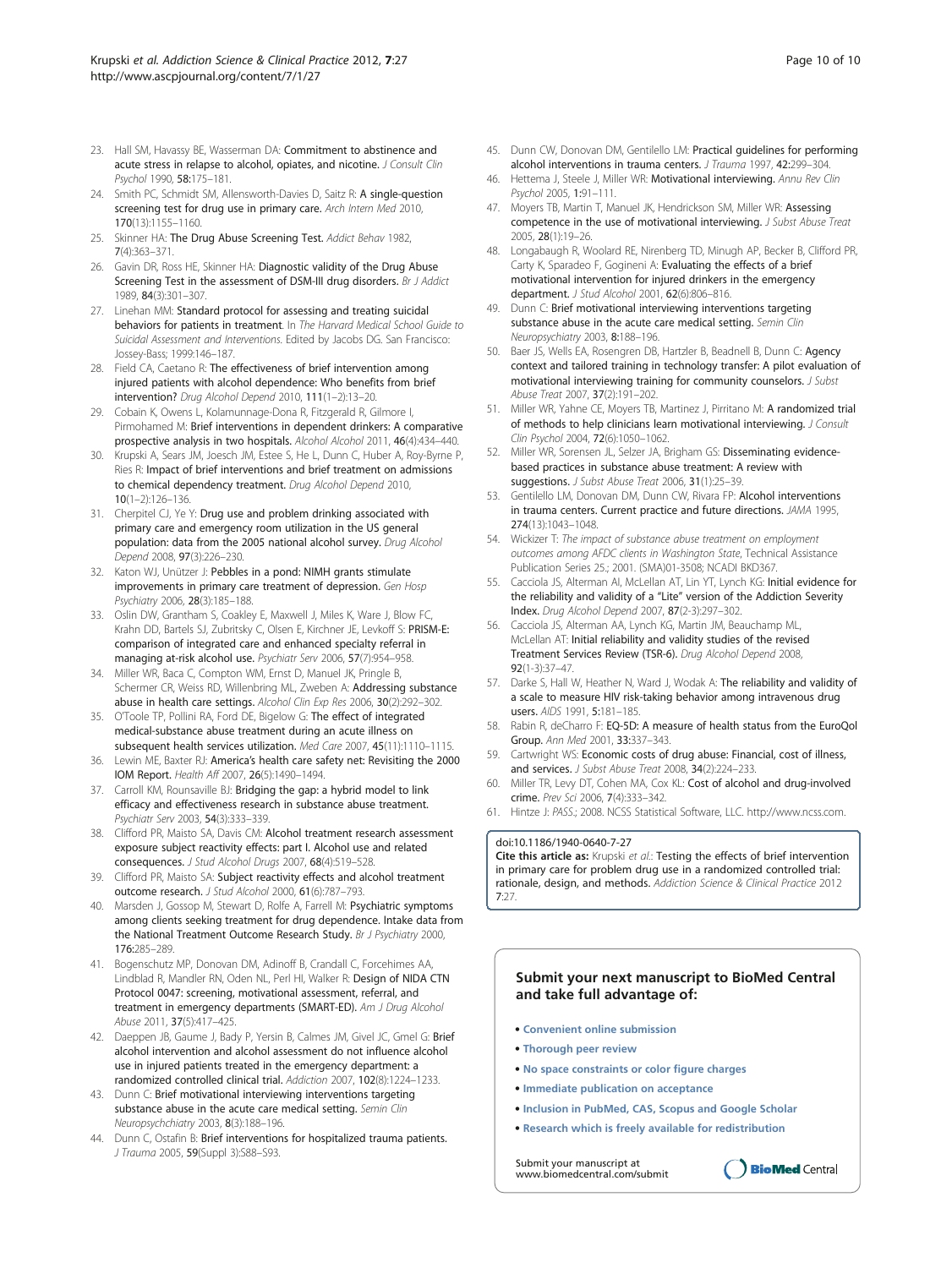23. Hall SM, Havassy BE, Wasserman DA: **Commitment to abstinence and acute stress in relapse to alcohol, opiates, and nicotine.** *J Consult Clin Psychol* 1990, **58:**175–181.
24. Smith PC, Schmidt SM, Allensworth-Davies D, Saitz R: **A single-question screening test for drug use in primary care.** *Arch Intern Med* 2010, **170**(13):1155–1160.
25. Skinner HA: **The Drug Abuse Screening Test.** *Addict Behav* 1982, **7**(4):363–371.
26. Gavin DR, Ross HE, Skinner HA: **Diagnostic validity of the Drug Abuse Screening Test in the assessment of DSM-III drug disorders.** *Br J Addict* 1989, **84**(3):301–307.
27. Linehan MM: **Standard protocol for assessing and treating suicidal behaviors for patients in treatment**. In *The Harvard Medical School Guide to Suicidal Assessment and Interventions.* Edited by Jacobs DG. San Francisco: Jossey-Bass; 1999:146–187.
28. Field CA, Caetano R: **The effectiveness of brief intervention among injured patients with alcohol dependence: Who benefits from brief intervention?** *Drug Alcohol Depend* 2010, **111**(1–2):13–20.
29. Cobain K, Owens L, Kolamunnage-Dona R, Fitzgerald R, Gilmore I, Pirmohamed M: **Brief interventions in dependent drinkers: A comparative prospective analysis in two hospitals.** *Alcohol Alcohol* 2011, **46**(4):434–440.
30. Krupski A, Sears JM, Joesch JM, Estee S, He L, Dunn C, Huber A, Roy-Byrne P, Ries R: **Impact of brief interventions and brief treatment on admissions to chemical dependency treatment.** *Drug Alcohol Depend* 2010, **10**(1–2):126–136.
31. Cherpitel CJ, Ye Y: **Drug use and problem drinking associated with primary care and emergency room utilization in the US general population: data from the 2005 national alcohol survey.** *Drug Alcohol Depend* 2008, **97**(3):226–230.
32. Katon WJ, Unützer J: **Pebbles in a pond: NIMH grants stimulate improvements in primary care treatment of depression.** *Gen Hosp Psychiatry* 2006, **28**(3):185–188.
33. Oslin DW, Grantham S, Coakley E, Maxwell J, Miles K, Ware J, Blow FC, Krahn DD, Bartels SJ, Zubritsky C, Olsen E, Kirchner JE, Levkoff S: **PRISM-E: comparison of integrated care and enhanced specialty referral in managing at-risk alcohol use.** *Psychiatr Serv* 2006, **57**(7):954–958.
34. Miller WR, Baca C, Compton WM, Ernst D, Manuel JK, Pringle B, Schermer CR, Weiss RD, Willenbring ML, Zweben A: **Addressing substance abuse in health care settings.** *Alcohol Clin Exp Res* 2006, **30**(2):292–302.
35. O'Toole TP, Pollini RA, Ford DE, Bigelow G: **The effect of integrated medical-substance abuse treatment during an acute illness on subsequent health services utilization.** *Med Care* 2007, **45**(11):1110–1115.
36. Lewin ME, Baxter RJ: **America's health care safety net: Revisiting the 2000 IOM Report.** *Health Aff* 2007, **26**(5):1490–1494.
37. Carroll KM, Rounsaville BJ: **Bridging the gap: a hybrid model to link efficacy and effectiveness research in substance abuse treatment.** *Psychiatr Serv* 2003, **54**(3):333–339.
38. Clifford PR, Maisto SA, Davis CM: **Alcohol treatment research assessment exposure subject reactivity effects: part I. Alcohol use and related consequences.** *J Stud Alcohol Drugs* 2007, **68**(4):519–528.
39. Clifford PR, Maisto SA: **Subject reactivity effects and alcohol treatment outcome research.** *J Stud Alcohol* 2000, **61**(6):787–793.
40. Marsden J, Gossop M, Stewart D, Rolfe A, Farrell M: **Psychiatric symptoms among clients seeking treatment for drug dependence. Intake data from the National Treatment Outcome Research Study.** *Br J Psychiatry* 2000, **176:**285–289.
41. Bogenschutz MP, Donovan DM, Adinoff B, Crandall C, Forcehimes AA, Lindblad R, Mandler RN, Oden NL, Perl HI, Walker R: **Design of NIDA CTN Protocol 0047: screening, motivational assessment, referral, and treatment in emergency departments (SMART-ED).** *Am J Drug Alcohol Abuse* 2011, **37**(5):417–425.
42. Daeppen JB, Gaume J, Bady P, Yersin B, Calmes JM, Givel JC, Gmel G: **Brief alcohol intervention and alcohol assessment do not influence alcohol use in injured patients treated in the emergency department: a randomized controlled clinical trial.** *Addiction* 2007, **102**(8):1224–1233.
43. Dunn C: **Brief motivational interviewing interventions targeting substance abuse in the acute care medical setting.** *Semin Clin Neuropsychchiatry* 2003, **8**(3):188–196.
44. Dunn C, Ostafin B: **Brief interventions for hospitalized trauma patients.** *J Trauma* 2005, **59**(Suppl 3):S88–S93.
45. Dunn CW, Donovan DM, Gentilello LM: **Practical guidelines for performing alcohol interventions in trauma centers.** *J Trauma* 1997, **42:**299–304.
46. Hettema J, Steele J, Miller WR: **Motivational interviewing.** *Annu Rev Clin Psychol* 2005, **1:**91–111.
47. Moyers TB, Martin T, Manuel JK, Hendrickson SM, Miller WR: **Assessing competence in the use of motivational interviewing.** *J Subst Abuse Treat* 2005, **28**(1):19–26.
48. Longabaugh R, Woolard RE, Nirenberg TD, Minugh AP, Becker B, Clifford PR, Carty K, Sparadeo F, Gogineni A: **Evaluating the effects of a brief motivational intervention for injured drinkers in the emergency department.** *J Stud Alcohol* 2001, **62**(6):806–816.
49. Dunn C: **Brief motivational interviewing interventions targeting substance abuse in the acute care medical setting.** *Semin Clin Neuropsychiatry* 2003, **8:**188–196.
50. Baer JS, Wells EA, Rosengren DB, Hartzler B, Beadnell B, Dunn C: **Agency context and tailored training in technology transfer: A pilot evaluation of motivational interviewing training for community counselors.** *J Subst Abuse Treat* 2007, **37**(2):191–202.
51. Miller WR, Yahne CE, Moyers TB, Martinez J, Pirritano M: **A randomized trial of methods to help clinicians learn motivational interviewing.** *J Consult Clin Psychol* 2004, **72**(6):1050–1062.
52. Miller WR, Sorensen JL, Selzer JA, Brigham GS: **Disseminating evidence-based practices in substance abuse treatment: A review with suggestions.** *J Subst Abuse Treat* 2006, **31**(1):25–39.
53. Gentilello LM, Donovan DM, Dunn CW, Rivara FP: **Alcohol interventions in trauma centers. Current practice and future directions.** *JAMA* 1995, **274**(13):1043–1048.
54. Wickizer T: *The impact of substance abuse treatment on employment outcomes among AFDC clients in Washington State*, Technical Assistance Publication Series 25.; 2001. (SMA)01-3508; NCADI BKD367.
55. Cacciola JS, Alterman AI, McLellan AT, Lin YT, Lynch KG: **Initial evidence for the reliability and validity of a "Lite" version of the Addiction Severity Index.** *Drug Alcohol Depend* 2007, **87**(2-3):297–302.
56. Cacciola JS, Alterman AA, Lynch KG, Martin JM, Beauchamp ML, McLellan AT: **Initial reliability and validity studies of the revised Treatment Services Review (TSR-6).** *Drug Alcohol Depend* 2008, **92**(1-3):37–47.
57. Darke S, Hall W, Heather N, Ward J, Wodak A: **The reliability and validity of a scale to measure HIV risk-taking behavior among intravenous drug users.** *AIDS* 1991, **5:**181–185.
58. Rabin R, deCharro F: **EQ-5D: A measure of health status from the EuroQol Group.** *Ann Med* 2001, **33:**337–343.
59. Cartwright WS: **Economic costs of drug abuse: Financial, cost of illness, and services.** *J Subst Abuse Treat* 2008, **34**(2):224–233.
60. Miller TR, Levy DT, Cohen MA, Cox KL: **Cost of alcohol and drug-involved crime.** *Prev Sci* 2006, **7**(4):333–342.
61. Hintze J: *PASS.*; 2008. NCSS Statistical Software, LLC. http://www.ncss.com.

doi:10.1186/1940-0640-7-27

**Cite this article as:** Krupski *et al.*: Testing the effects of brief intervention in primary care for problem drug use in a randomized controlled trial: rationale, design, and methods. *Addiction Science & Clinical Practice* 2012 **7**:27.

**Submit your next manuscript to BioMed Central and take full advantage of:**

- **Convenient online submission**
- **Thorough peer review**
- **No space constraints or color figure charges**
- **Immediate publication on acceptance**
- **Inclusion in PubMed, CAS, Scopus and Google Scholar**
- **Research which is freely available for redistribution**

Submit your manuscript at www.biomedcentral.com/submit

BioMed Central